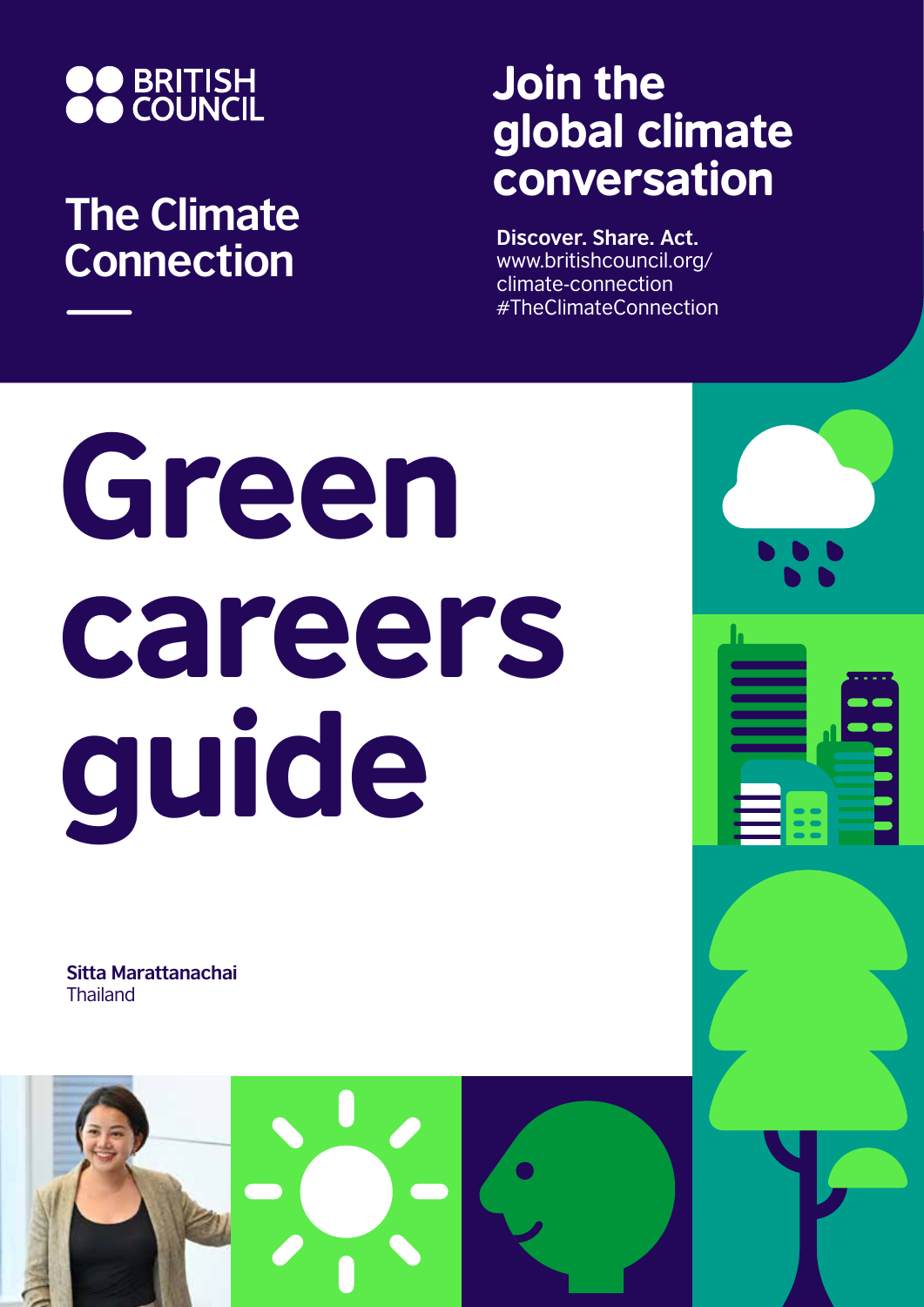BRITISH COUNCIL

## The Climate Connection

## Join the global climate conversation

**Discover. Share. Act.**
www.britishcouncil.org/climate-connection
#TheClimateConnection

# Green careers guide

**Sitta Marattanachai**
Thailand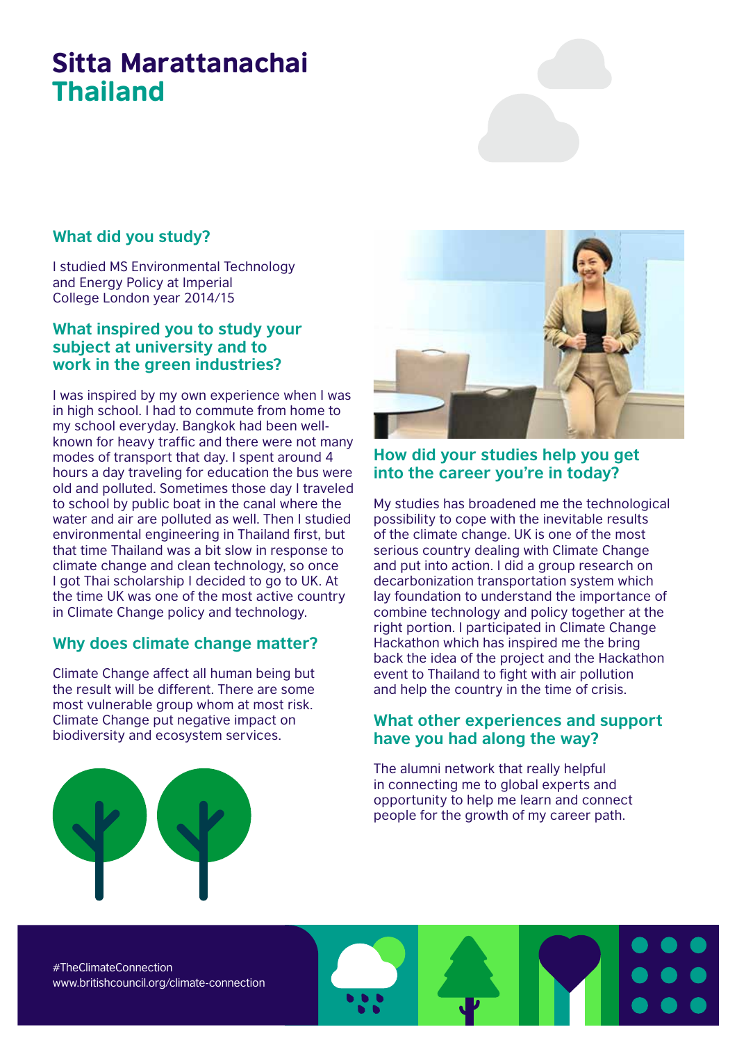# Sitta Marattanachai
## Thailand

### What did you study?

I studied MS Environmental Technology and Energy Policy at Imperial College London year 2014/15

### What inspired you to study your subject at university and to work in the green industries?

I was inspired by my own experience when I was in high school. I had to commute from home to my school everyday. Bangkok had been well-known for heavy traffic and there were not many modes of transport that day. I spent around 4 hours a day traveling for education the bus were old and polluted. Sometimes those day I traveled to school by public boat in the canal where the water and air are polluted as well. Then I studied environmental engineering in Thailand first, but that time Thailand was a bit slow in response to climate change and clean technology, so once I got Thai scholarship I decided to go to UK. At the time UK was one of the most active country in Climate Change policy and technology.

### Why does climate change matter?

Climate Change affect all human being but the result will be different. There are some most vulnerable group whom at most risk. Climate Change put negative impact on biodiversity and ecosystem services.

### How did your studies help you get into the career you're in today?

My studies has broadened me the technological possibility to cope with the inevitable results of the climate change. UK is one of the most serious country dealing with Climate Change and put into action. I did a group research on decarbonization transportation system which lay foundation to understand the importance of combine technology and policy together at the right portion. I participated in Climate Change Hackathon which has inspired me the bring back the idea of the project and the Hackathon event to Thailand to fight with air pollution and help the country in the time of crisis.

### What other experiences and support have you had along the way?

The alumni network that really helpful in connecting me to global experts and opportunity to help me learn and connect people for the growth of my career path.

#TheClimateConnection
www.britishcouncil.org/climate-connection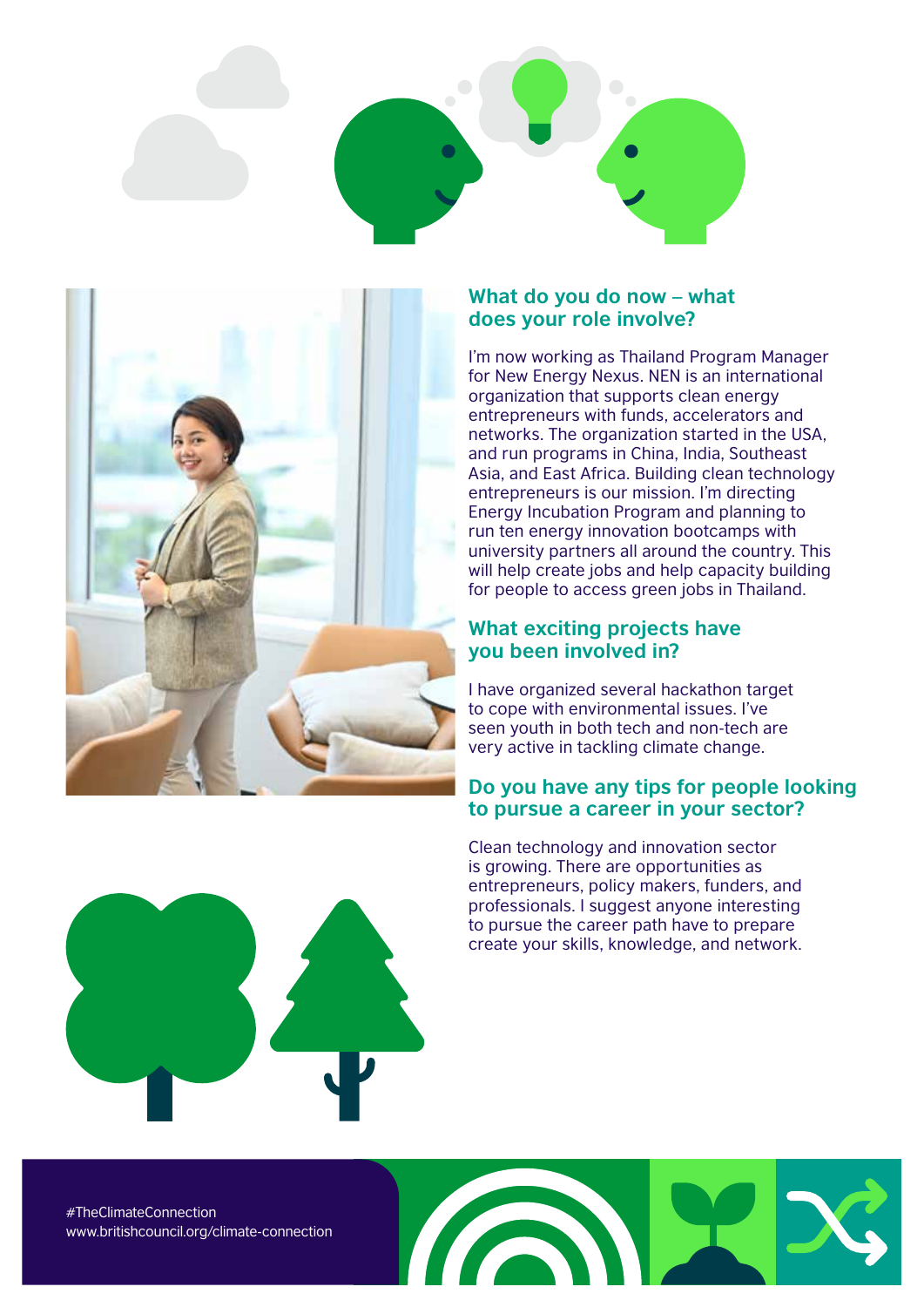## What do you do now – what does your role involve?

I'm now working as Thailand Program Manager for New Energy Nexus. NEN is an international organization that supports clean energy entrepreneurs with funds, accelerators and networks. The organization started in the USA, and run programs in China, India, Southeast Asia, and East Africa. Building clean technology entrepreneurs is our mission. I'm directing Energy Incubation Program and planning to run ten energy innovation bootcamps with university partners all around the country. This will help create jobs and help capacity building for people to access green jobs in Thailand.

## What exciting projects have you been involved in?

I have organized several hackathon target to cope with environmental issues. I've seen youth in both tech and non-tech are very active in tackling climate change.

## Do you have any tips for people looking to pursue a career in your sector?

Clean technology and innovation sector is growing. There are opportunities as entrepreneurs, policy makers, funders, and professionals. I suggest anyone interesting to pursue the career path have to prepare create your skills, knowledge, and network.

#TheClimateConnection
www.britishcouncil.org/climate-connection